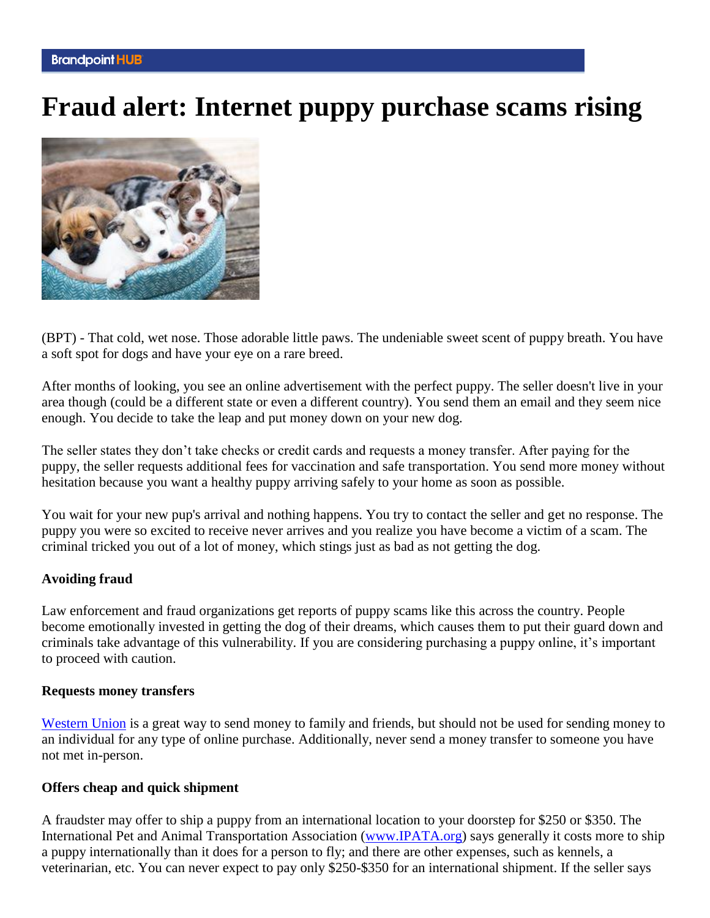# Fraud alert: Internet puppy purchase scams rising

(BPT) - That cold, wet nose. Those adorable little paws. The undeniable sweet scent of puppy breath. You have a soft spot for dogs and have your eye on a rare breed.

After months of looking, you see an online advertisement with the perfect puppy. The seller doesn't live in your area though (could be a different state or even a different country). You send them an email and they seem nice enough. You decide to take the leap and put money down on your new dog.

The seller states they don't take checks or credit cards and requests a money transfer. After paying for the puppy, the seller requests additional fees for vaccination and safe transportation. You send more money without hesitation because you want a healthy puppy arriving safely to your home as soon as possible.

You wait for your new pup's arrival and nothing happens. You try to contact the seller and get no response. The puppy you were so excited to receive never arrives and you realize you have become a victim of a scam. The criminal tricked you out of a lot of money, which stings just as bad as not getting the dog.

**Avoiding fraud**

Law enforcement and fraud organizations get reports of puppy scams like this across the country. People become emotionally invested in getting the dog of their dreams, which causes them to put their guard down and criminals take advantage of this vulnerability. If you are considering purchasing a puppy online, it's important to proceed with caution.

**Requests money transfers**

Western Union is a great way to send money to family and friends, but should not be used for sending money to an individual for any type of online purchase. Additionally, never send a money transfer to someone you have not met in-person.

**Offers cheap and quick shipment**

A fraudster may offer to ship a puppy from an international location to your doorstep for $250 or $350. The International Pet and Animal Transportation Association (www.IPATA.org) says generally it costs more to ship a puppy internationally than it does for a person to fly; and there are other expenses, such as kennels, a veterinarian, etc. You can never expect to pay only $250-$350 for an international shipment. If the seller says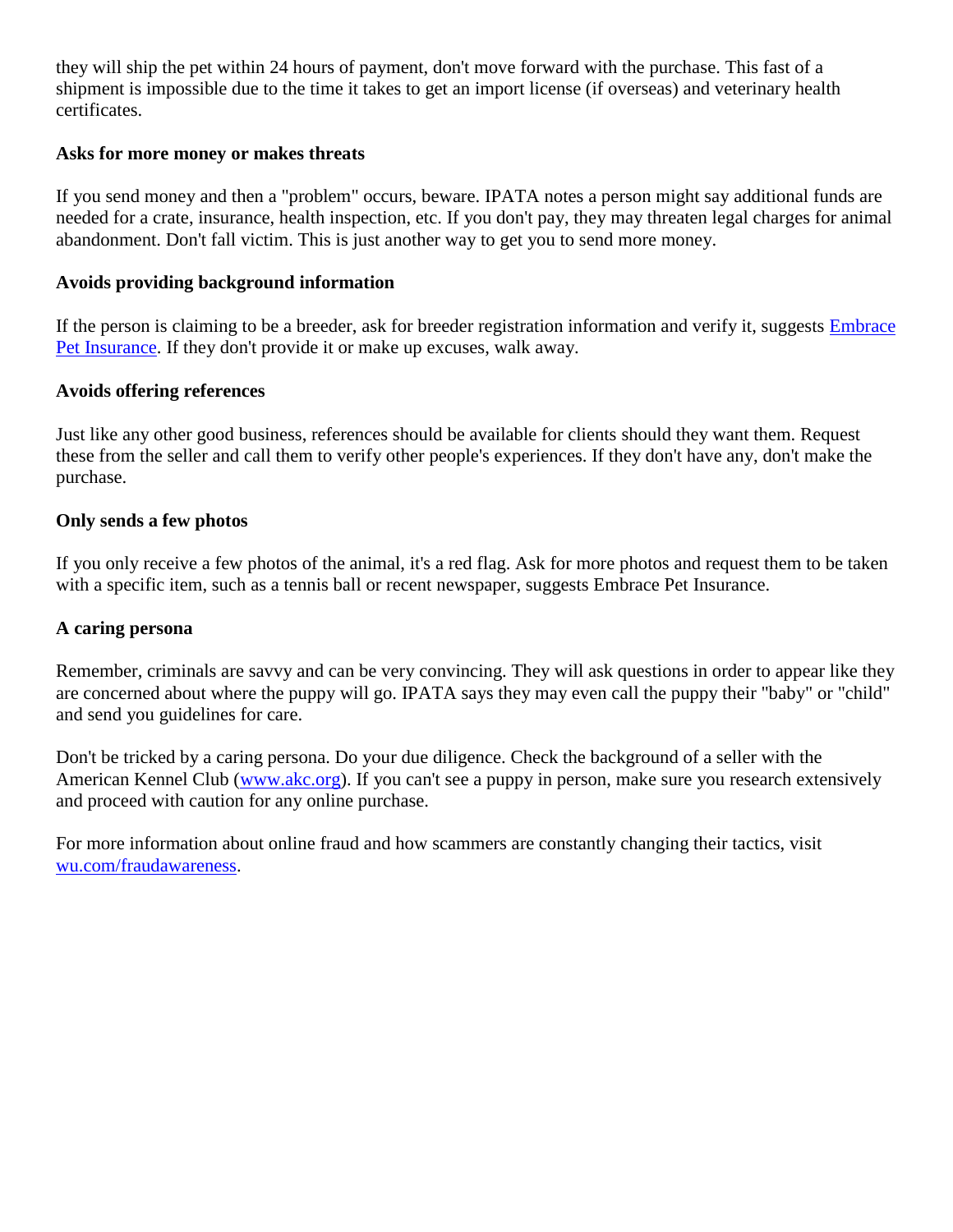they will ship the pet within 24 hours of payment, don't move forward with the purchase. This fast of a shipment is impossible due to the time it takes to get an import license (if overseas) and veterinary health certificates.

**Asks for more money or makes threats**

If you send money and then a "problem" occurs, beware. IPATA notes a person might say additional funds are needed for a crate, insurance, health inspection, etc. If you don't pay, they may threaten legal charges for animal abandonment. Don't fall victim. This is just another way to get you to send more money.

**Avoids providing background information**

If the person is claiming to be a breeder, ask for breeder registration information and verify it, suggests [Embrace Pet Insurance](). If they don't provide it or make up excuses, walk away.

**Avoids offering references**

Just like any other good business, references should be available for clients should they want them. Request these from the seller and call them to verify other people's experiences. If they don't have any, don't make the purchase.

**Only sends a few photos**

If you only receive a few photos of the animal, it's a red flag. Ask for more photos and request them to be taken with a specific item, such as a tennis ball or recent newspaper, suggests Embrace Pet Insurance.

**A caring persona**

Remember, criminals are savvy and can be very convincing. They will ask questions in order to appear like they are concerned about where the puppy will go. IPATA says they may even call the puppy their "baby" or "child" and send you guidelines for care.

Don't be tricked by a caring persona. Do your due diligence. Check the background of a seller with the American Kennel Club ([www.akc.org](www.akc.org)). If you can't see a puppy in person, make sure you research extensively and proceed with caution for any online purchase.

For more information about online fraud and how scammers are constantly changing their tactics, visit [wu.com/fraudawareness](wu.com/fraudawareness).